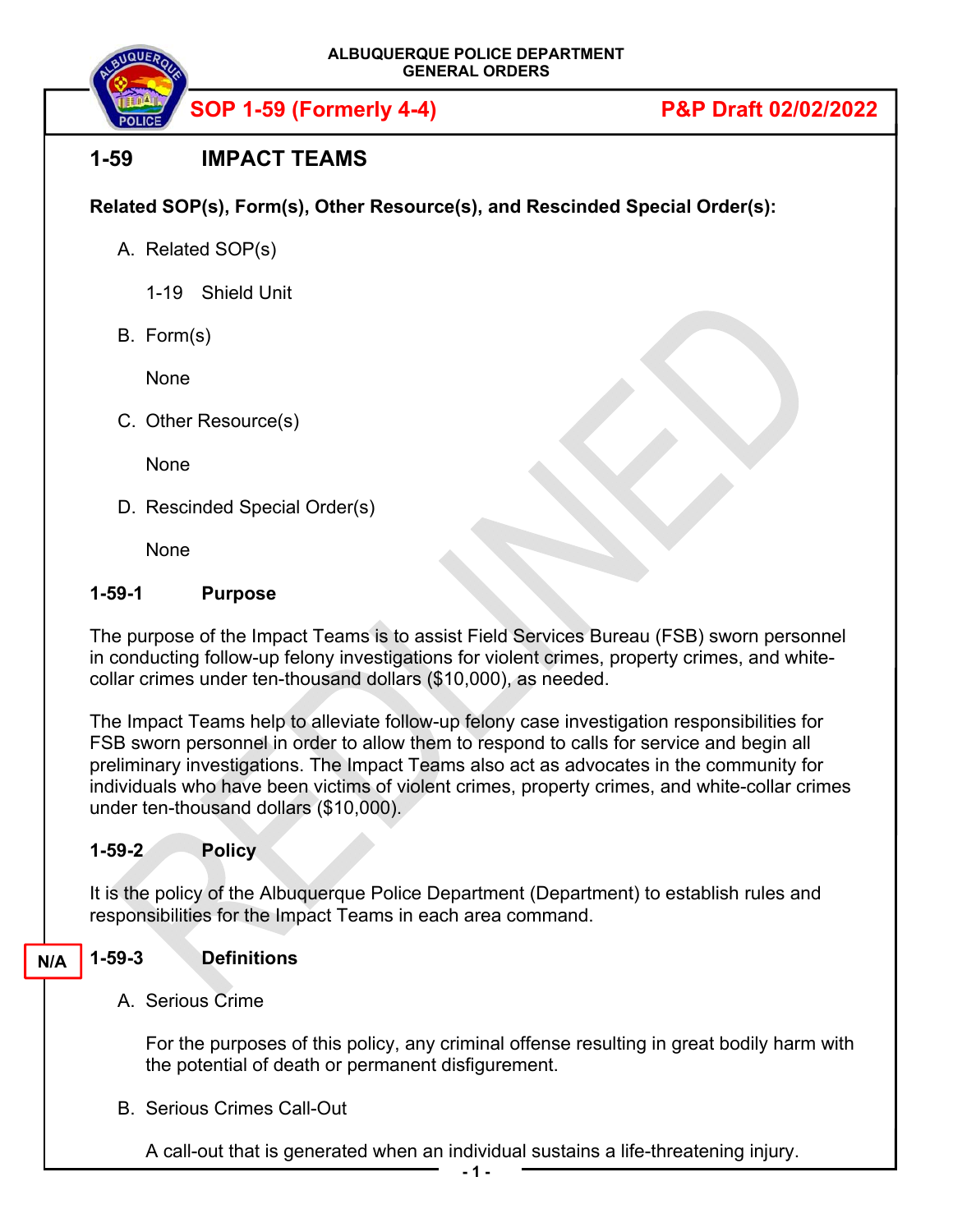ALBUQUERQUE POLICE DEPARTMENT
GENERAL ORDERS

**SOP 1-59 (Formerly 4-4)** **P&P Draft 02/02/2022**

# 1-59 IMPACT TEAMS

**Related SOP(s), Form(s), Other Resource(s), and Rescinded Special Order(s):**

A. Related SOP(s)

1-19 Shield Unit

B. Form(s)

None

C. Other Resource(s)

None

D. Rescinded Special Order(s)

None

## 1-59-1 Purpose

The purpose of the Impact Teams is to assist Field Services Bureau (FSB) sworn personnel in conducting follow-up felony investigations for violent crimes, property crimes, and white-collar crimes under ten-thousand dollars ($10,000), as needed.

The Impact Teams help to alleviate follow-up felony case investigation responsibilities for FSB sworn personnel in order to allow them to respond to calls for service and begin all preliminary investigations. The Impact Teams also act as advocates in the community for individuals who have been victims of violent crimes, property crimes, and white-collar crimes under ten-thousand dollars ($10,000).

## 1-59-2 Policy

It is the policy of the Albuquerque Police Department (Department) to establish rules and responsibilities for the Impact Teams in each area command.

## 1-59-3 Definitions

N/A

A. Serious Crime

For the purposes of this policy, any criminal offense resulting in great bodily harm with the potential of death or permanent disfigurement.

B. Serious Crimes Call-Out

A call-out that is generated when an individual sustains a life-threatening injury.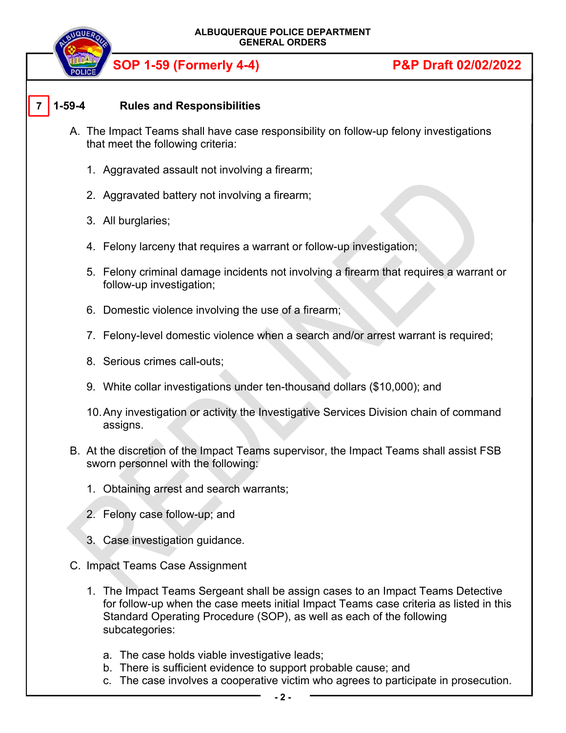7 **1-59-4 Rules and Responsibilities**

A. The Impact Teams shall have case responsibility on follow-up felony investigations that meet the following criteria:

1. Aggravated assault not involving a firearm;

2. Aggravated battery not involving a firearm;

3. All burglaries;

4. Felony larceny that requires a warrant or follow-up investigation;

5. Felony criminal damage incidents not involving a firearm that requires a warrant or follow-up investigation;

6. Domestic violence involving the use of a firearm;

7. Felony-level domestic violence when a search and/or arrest warrant is required;

8. Serious crimes call-outs;

9. White collar investigations under ten-thousand dollars ($10,000); and

10. Any investigation or activity the Investigative Services Division chain of command assigns.

B. At the discretion of the Impact Teams supervisor, the Impact Teams shall assist FSB sworn personnel with the following:

1. Obtaining arrest and search warrants;

2. Felony case follow-up; and

3. Case investigation guidance.

C. Impact Teams Case Assignment

1. The Impact Teams Sergeant shall be assign cases to an Impact Teams Detective for follow-up when the case meets initial Impact Teams case criteria as listed in this Standard Operating Procedure (SOP), as well as each of the following subcategories:

   a. The case holds viable investigative leads;
   b. There is sufficient evidence to support probable cause; and
   c. The case involves a cooperative victim who agrees to participate in prosecution.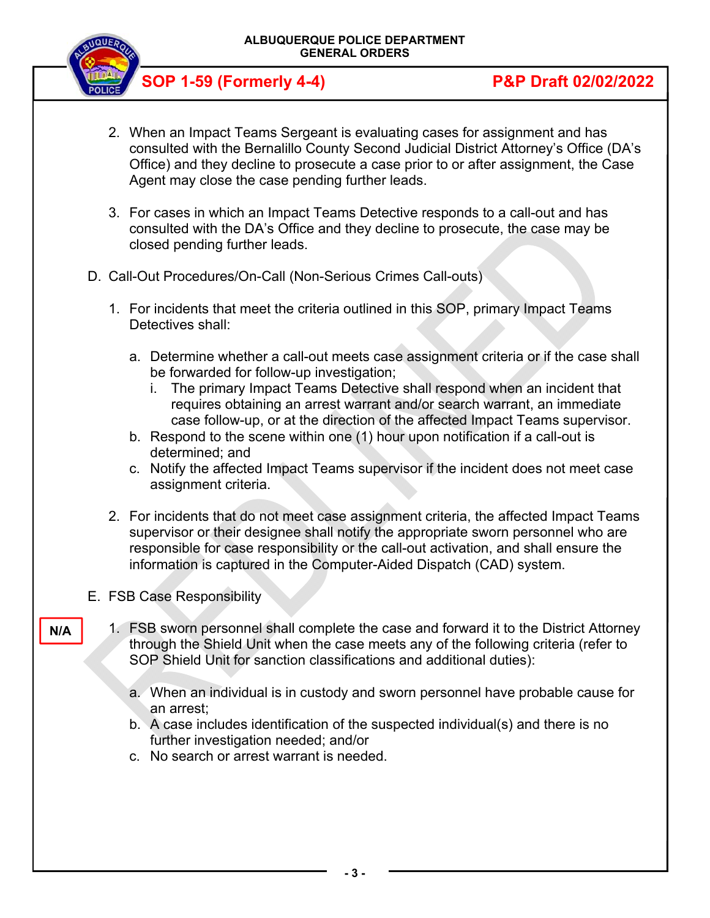2. When an Impact Teams Sergeant is evaluating cases for assignment and has consulted with the Bernalillo County Second Judicial District Attorney's Office (DA's Office) and they decline to prosecute a case prior to or after assignment, the Case Agent may close the case pending further leads.

3. For cases in which an Impact Teams Detective responds to a call-out and has consulted with the DA's Office and they decline to prosecute, the case may be closed pending further leads.

D. Call-Out Procedures/On-Call (Non-Serious Crimes Call-outs)

1. For incidents that meet the criteria outlined in this SOP, primary Impact Teams Detectives shall:

   a. Determine whether a call-out meets case assignment criteria or if the case shall be forwarded for follow-up investigation;
      i. The primary Impact Teams Detective shall respond when an incident that requires obtaining an arrest warrant and/or search warrant, an immediate case follow-up, or at the direction of the affected Impact Teams supervisor.
   b. Respond to the scene within one (1) hour upon notification if a call-out is determined; and
   c. Notify the affected Impact Teams supervisor if the incident does not meet case assignment criteria.

2. For incidents that do not meet case assignment criteria, the affected Impact Teams supervisor or their designee shall notify the appropriate sworn personnel who are responsible for case responsibility or the call-out activation, and shall ensure the information is captured in the Computer-Aided Dispatch (CAD) system.

E. FSB Case Responsibility

N/A

1. FSB sworn personnel shall complete the case and forward it to the District Attorney through the Shield Unit when the case meets any of the following criteria (refer to SOP Shield Unit for sanction classifications and additional duties):

   a. When an individual is in custody and sworn personnel have probable cause for an arrest;
   b. A case includes identification of the suspected individual(s) and there is no further investigation needed; and/or
   c. No search or arrest warrant is needed.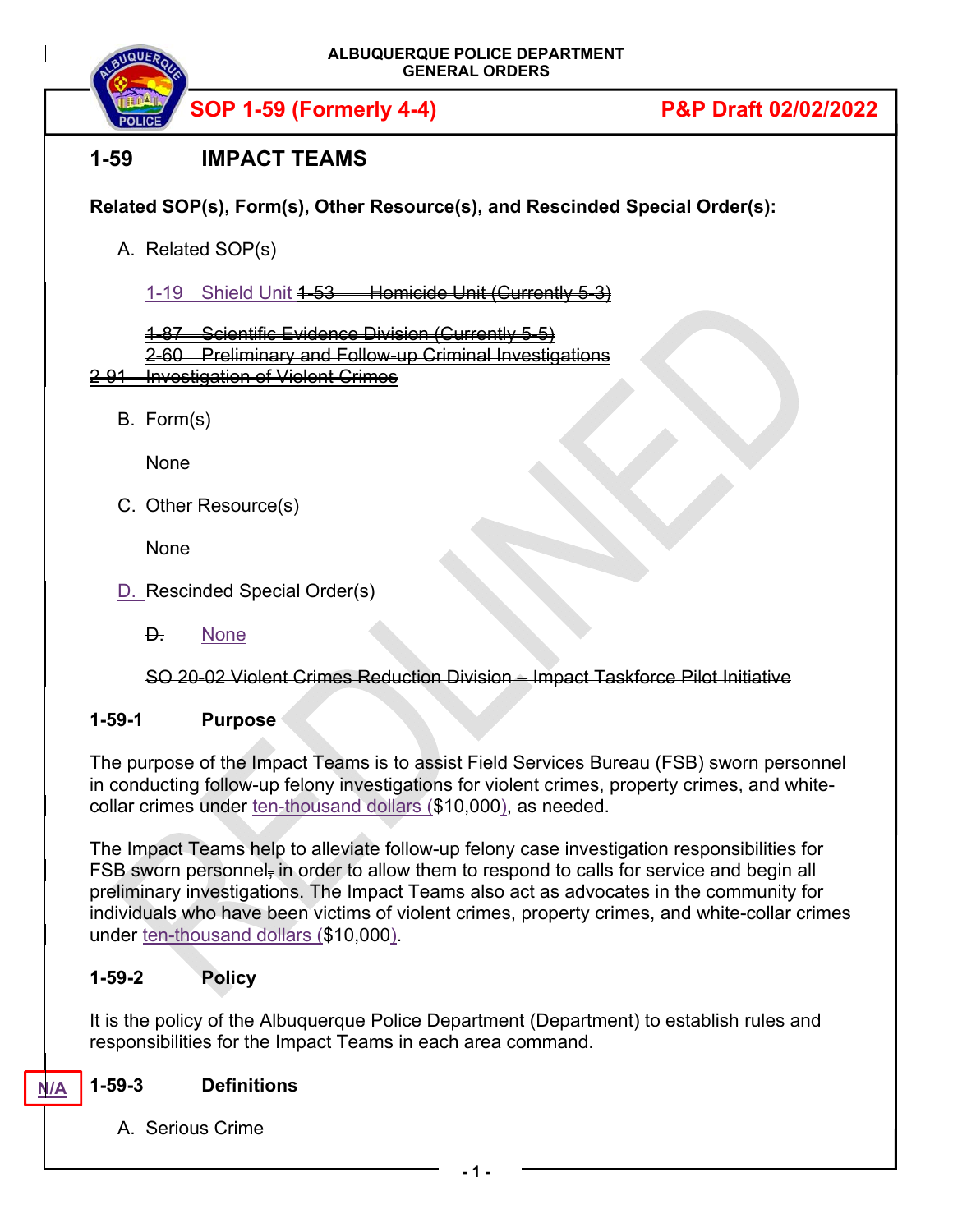ALBUQUERQUE POLICE DEPARTMENT
GENERAL ORDERS

**SOP 1-59 (Formerly 4-4)** **P&P Draft 02/02/2022**

# 1-59 IMPACT TEAMS

**Related SOP(s), Form(s), Other Resource(s), and Rescinded Special Order(s):**

A. Related SOP(s)

1-19 Shield Unit ~~1-53 Homicide Unit (Currently 5-3)~~

~~1-87 Scientific Evidence Division (Currently 5-5)~~
~~2-60 Preliminary and Follow-up Criminal Investigations~~
~~2-91 Investigation of Violent Crimes~~

B. Form(s)

None

C. Other Resource(s)

None

D. Rescinded Special Order(s)

~~D.~~ None

~~SO 20-02 Violent Crimes Reduction Division – Impact Taskforce Pilot Initiative~~

## 1-59-1 Purpose

The purpose of the Impact Teams is to assist Field Services Bureau (FSB) sworn personnel in conducting follow-up felony investigations for violent crimes, property crimes, and white-collar crimes under ten-thousand dollars ($10,000), as needed.

The Impact Teams help to alleviate follow-up felony case investigation responsibilities for FSB sworn personnel~~,~~ in order to allow them to respond to calls for service and begin all preliminary investigations. The Impact Teams also act as advocates in the community for individuals who have been victims of violent crimes, property crimes, and white-collar crimes under ten-thousand dollars ($10,000).

## 1-59-2 Policy

It is the policy of the Albuquerque Police Department (Department) to establish rules and responsibilities for the Impact Teams in each area command.

N/A

## 1-59-3 Definitions

A. Serious Crime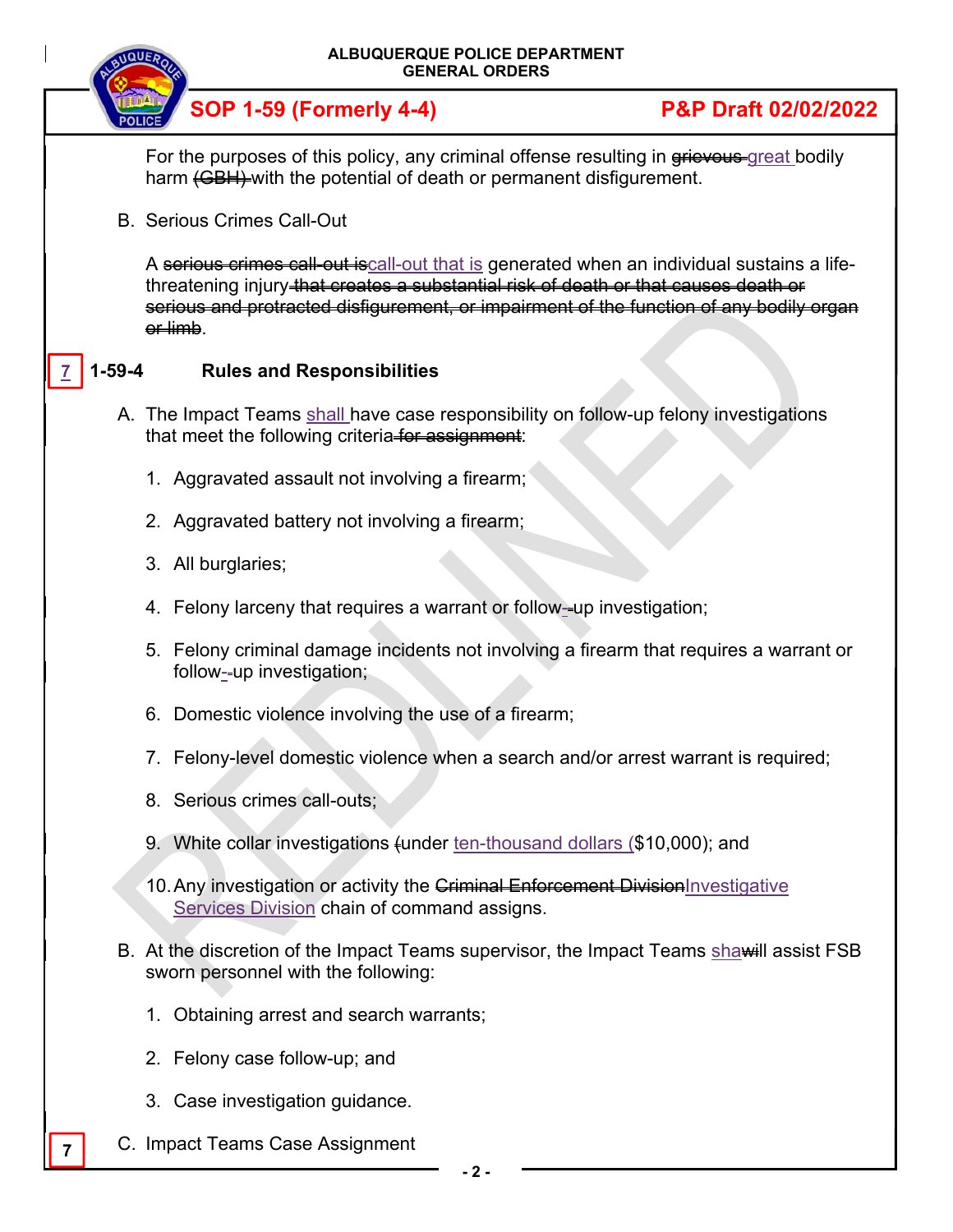For the purposes of this policy, any criminal offense resulting in ~~grievous~~ great bodily harm ~~(GBH)~~ with the potential of death or permanent disfigurement.

B. Serious Crimes Call-Out

A ~~serious crimes call-out is~~call-out that is generated when an individual sustains a life-threatening injury ~~that creates a substantial risk of death or that causes death or serious and protracted disfigurement, or impairment of the function of any bodily organ or limb~~.

7

## 1-59-4 Rules and Responsibilities

A. The Impact Teams shall have case responsibility on follow-up felony investigations that meet the following criteria ~~for assignment~~:

1. Aggravated assault not involving a firearm;
2. Aggravated battery not involving a firearm;
3. All burglaries;
4. Felony larceny that requires a warrant or follow-up investigation;
5. Felony criminal damage incidents not involving a firearm that requires a warrant or follow-up investigation;
6. Domestic violence involving the use of a firearm;
7. Felony-level domestic violence when a search and/or arrest warrant is required;
8. Serious crimes call-outs;
9. White collar investigations (under ten-thousand dollars ($10,000); and
10. Any investigation or activity the ~~Criminal Enforcement Division~~Investigative Services Division chain of command assigns.

B. At the discretion of the Impact Teams supervisor, the Impact Teams sha~~will~~ll assist FSB sworn personnel with the following:

1. Obtaining arrest and search warrants;
2. Felony case follow-up; and
3. Case investigation guidance.

7

C. Impact Teams Case Assignment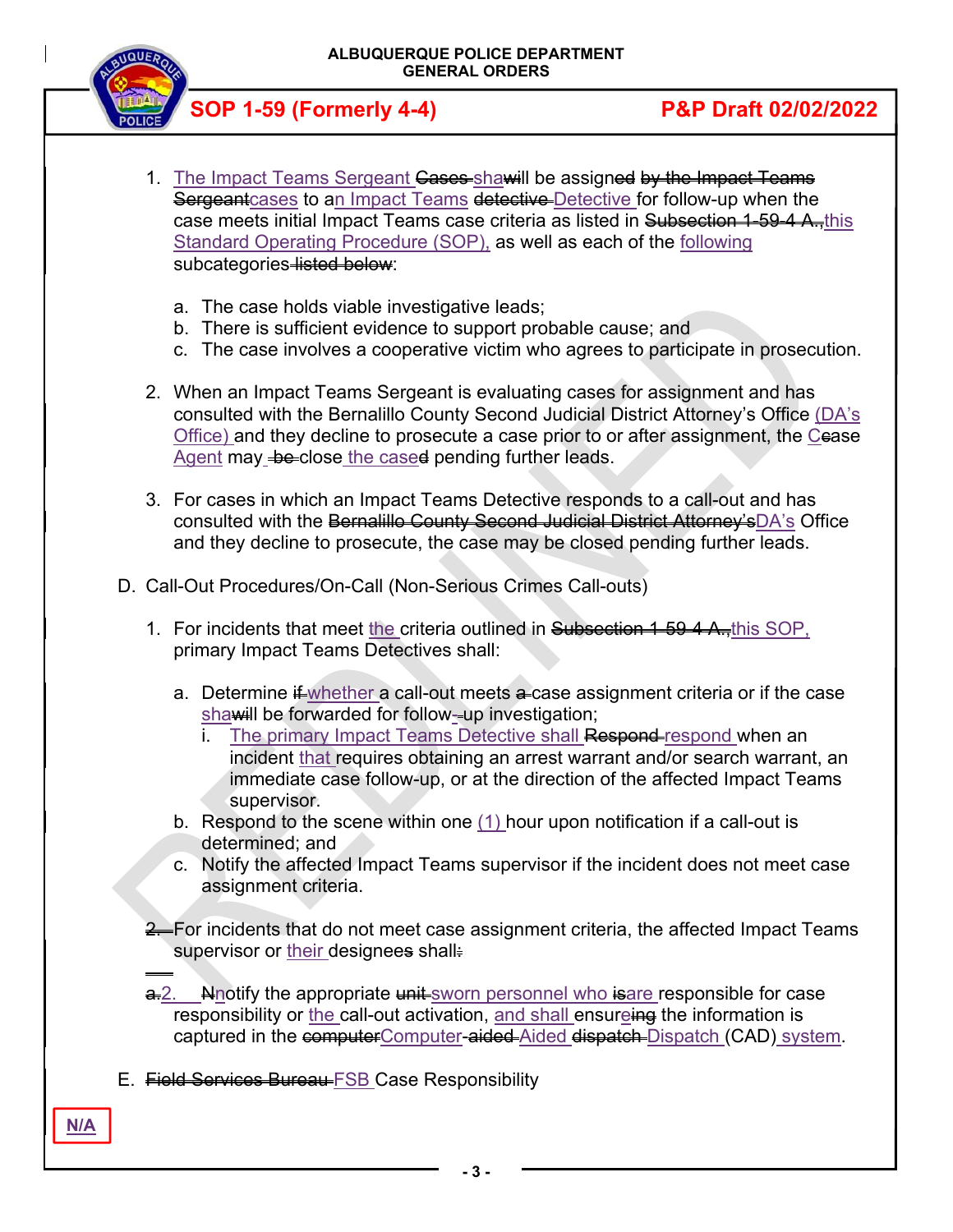1. The Impact Teams Sergeant ~~Cases~~ sha~~wi~~ll be assign~~ed~~ ~~by the Impact Teams Sergeant~~cases to an Impact Teams ~~detective~~ Detective for follow-up when the case meets initial Impact Teams case criteria as listed in ~~Subsection 1-59-4 A.,~~this Standard Operating Procedure (SOP), as well as each of the following subcategories ~~listed below~~:

   a. The case holds viable investigative leads;
   b. There is sufficient evidence to support probable cause; and
   c. The case involves a cooperative victim who agrees to participate in prosecution.

2. When an Impact Teams Sergeant is evaluating cases for assignment and has consulted with the Bernalillo County Second Judicial District Attorney's Office (DA's Office) and they decline to prosecute a case prior to or after assignment, the C~~c~~ase Agent may ~~be~~ close the case~~d~~ pending further leads.

3. For cases in which an Impact Teams Detective responds to a call-out and has consulted with the ~~Bernalillo County Second Judicial District Attorney's~~DA's Office and they decline to prosecute, the case may be closed pending further leads.

D. Call-Out Procedures/On-Call (Non-Serious Crimes Call-outs)

1. For incidents that meet the criteria outlined in ~~Subsection 1-59-4 A.,~~this SOP, primary Impact Teams Detectives shall:

   a. Determine ~~if~~ whether a call-out meets ~~a~~ case assignment criteria or if the case sha~~wi~~ll be forwarded for follow~~-~~up investigation;
      i. The primary Impact Teams Detective shall ~~Respond~~ respond when an incident that requires obtaining an arrest warrant and/or search warrant, an immediate case follow-up, or at the direction of the affected Impact Teams supervisor.
   b. Respond to the scene within one (1) hour upon notification if a call-out is determined; and
   c. Notify the affected Impact Teams supervisor if the incident does not meet case assignment criteria.

~~2.~~ For incidents that do not meet case assignment criteria, the affected Impact Teams supervisor or their designee~~s~~ shall~~:~~

~~a.~~2. ~~N~~notify the appropriate ~~unit~~ sworn personnel who ~~is~~are responsible for case responsibility or the call-out activation, and shall ensure~~ing~~ the information is captured in the ~~computer~~Computer~~-aided~~ Aided ~~dispatch~~ Dispatch (CAD) system.

E. ~~Field Services Bureau~~ FSB Case Responsibility

N/A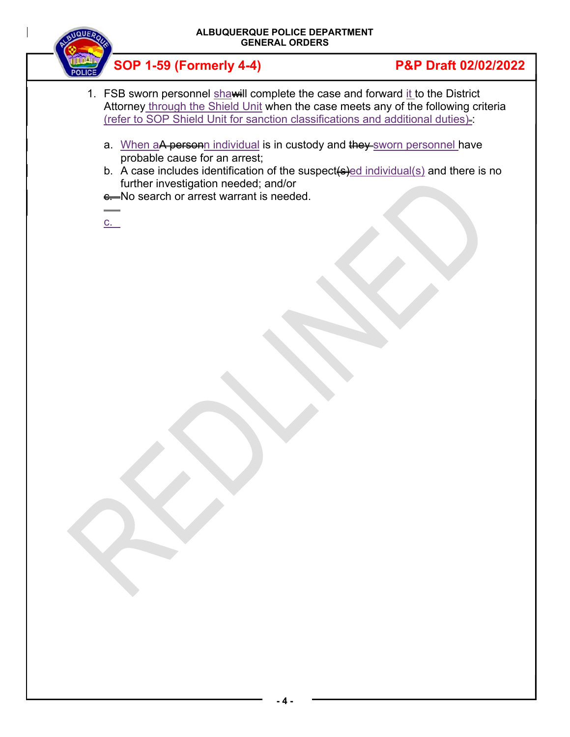1. FSB sworn personnel shawill complete the case and forward it to the District Attorney through the Shield Unit when the case meets any of the following criteria (refer to SOP Shield Unit for sanction classifications and additional duties).:

   a. When aA personn individual is in custody and they sworn personnel have probable cause for an arrest;
   b. A case includes identification of the suspect(s)ed individual(s) and there is no further investigation needed; and/or
   c. No search or arrest warrant is needed.

   c.